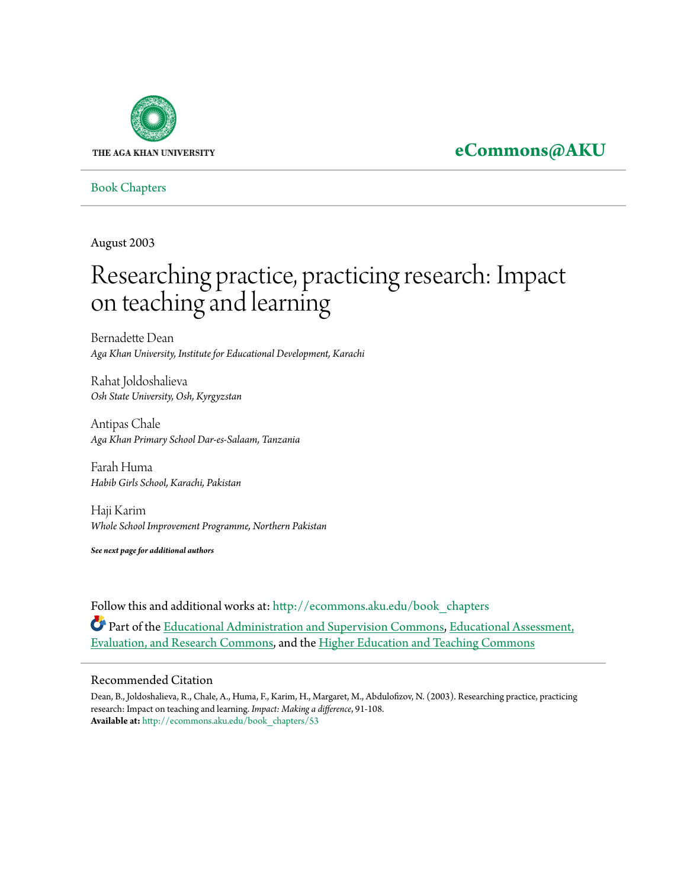THE AGA KHAN UNIVERSITY

**eCommons@AKU**

Book Chapters

August 2003

# Researching practice, practicing research: Impact on teaching and learning

Bernadette Dean
*Aga Khan University, Institute for Educational Development, Karachi*

Rahat Joldoshalieva
*Osh State University, Osh, Kyrgyzstan*

Antipas Chale
*Aga Khan Primary School Dar-es-Salaam, Tanzania*

Farah Huma
*Habib Girls School, Karachi, Pakistan*

Haji Karim
*Whole School Improvement Programme, Northern Pakistan*

***See next page for additional authors***

Follow this and additional works at: http://ecommons.aku.edu/book_chapters

Part of the Educational Administration and Supervision Commons, Educational Assessment, Evaluation, and Research Commons, and the Higher Education and Teaching Commons

## Recommended Citation

Dean, B., Joldoshalieva, R., Chale, A., Huma, F., Karim, H., Margaret, M., Abdulofizov, N. (2003). Researching practice, practicing research: Impact on teaching and learning. *Impact: Making a difference*, 91-108.
**Available at:** http://ecommons.aku.edu/book_chapters/53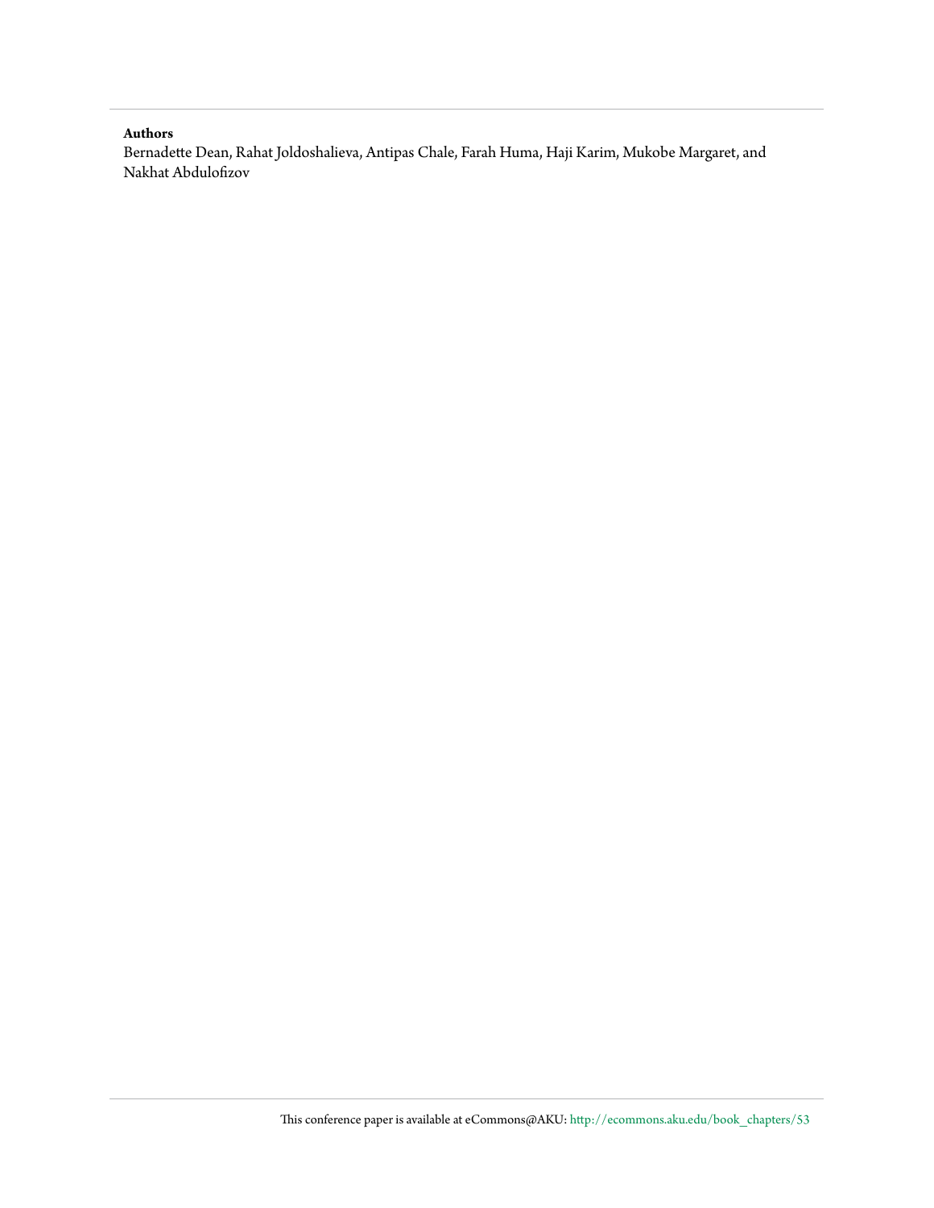**Authors**

Bernadette Dean, Rahat Joldoshalieva, Antipas Chale, Farah Huma, Haji Karim, Mukobe Margaret, and Nakhat Abdulofizov

This conference paper is available at eCommons@AKU: http://ecommons.aku.edu/book_chapters/53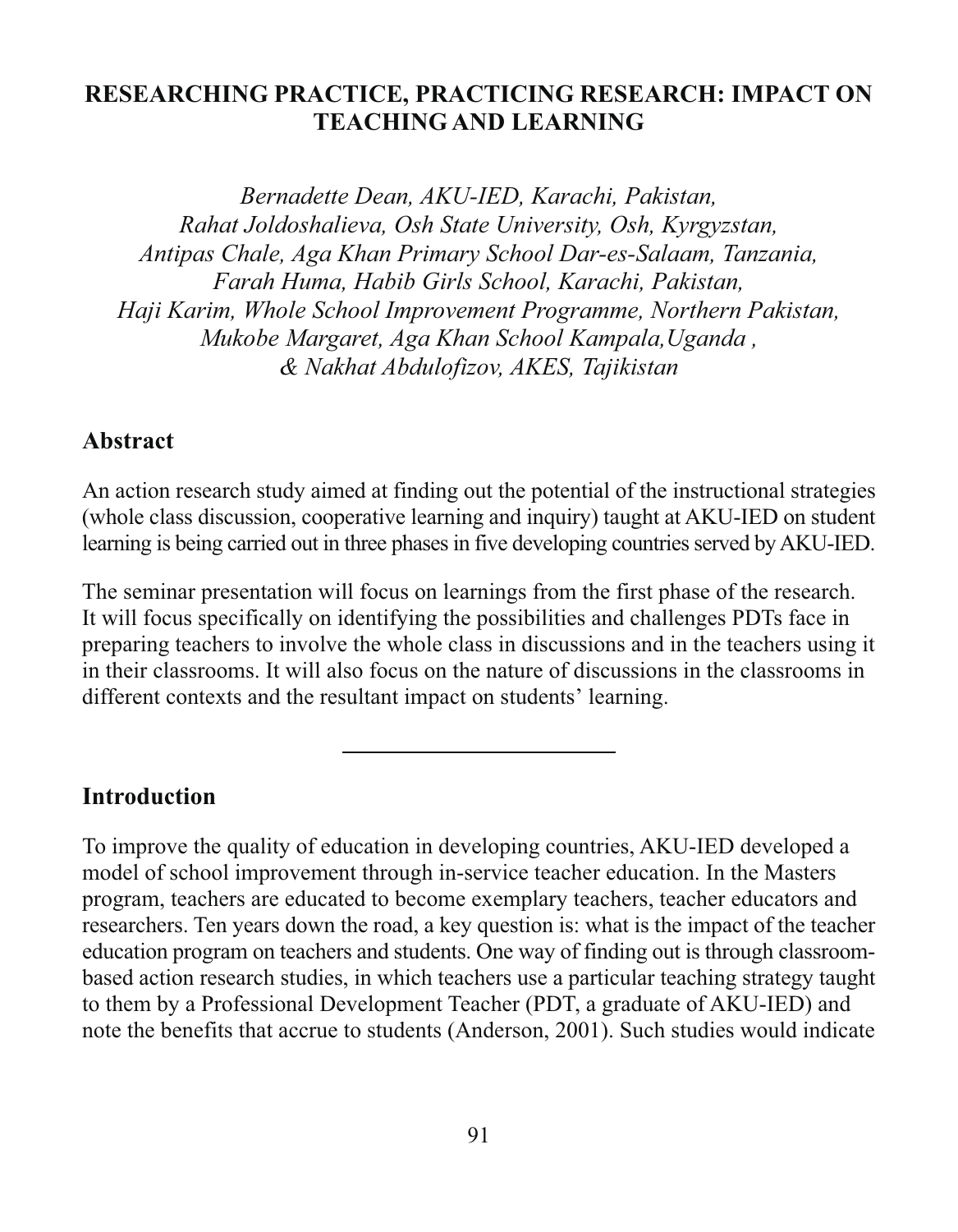# RESEARCHING PRACTICE, PRACTICING RESEARCH: IMPACT ON TEACHING AND LEARNING

*Bernadette Dean, AKU-IED, Karachi, Pakistan,*
*Rahat Joldoshalieva, Osh State University, Osh, Kyrgyzstan,*
*Antipas Chale, Aga Khan Primary School Dar-es-Salaam, Tanzania,*
*Farah Huma, Habib Girls School, Karachi, Pakistan,*
*Haji Karim, Whole School Improvement Programme, Northern Pakistan,*
*Mukobe Margaret, Aga Khan School Kampala,Uganda ,*
*& Nakhat Abdulofizov, AKES, Tajikistan*

## Abstract

An action research study aimed at finding out the potential of the instructional strategies (whole class discussion, cooperative learning and inquiry) taught at AKU-IED on student learning is being carried out in three phases in five developing countries served by AKU-IED.

The seminar presentation will focus on learnings from the first phase of the research. It will focus specifically on identifying the possibilities and challenges PDTs face in preparing teachers to involve the whole class in discussions and in the teachers using it in their classrooms. It will also focus on the nature of discussions in the classrooms in different contexts and the resultant impact on students' learning.

---

## Introduction

To improve the quality of education in developing countries, AKU-IED developed a model of school improvement through in-service teacher education. In the Masters program, teachers are educated to become exemplary teachers, teacher educators and researchers. Ten years down the road, a key question is: what is the impact of the teacher education program on teachers and students. One way of finding out is through classroom-based action research studies, in which teachers use a particular teaching strategy taught to them by a Professional Development Teacher (PDT, a graduate of AKU-IED) and note the benefits that accrue to students (Anderson, 2001). Such studies would indicate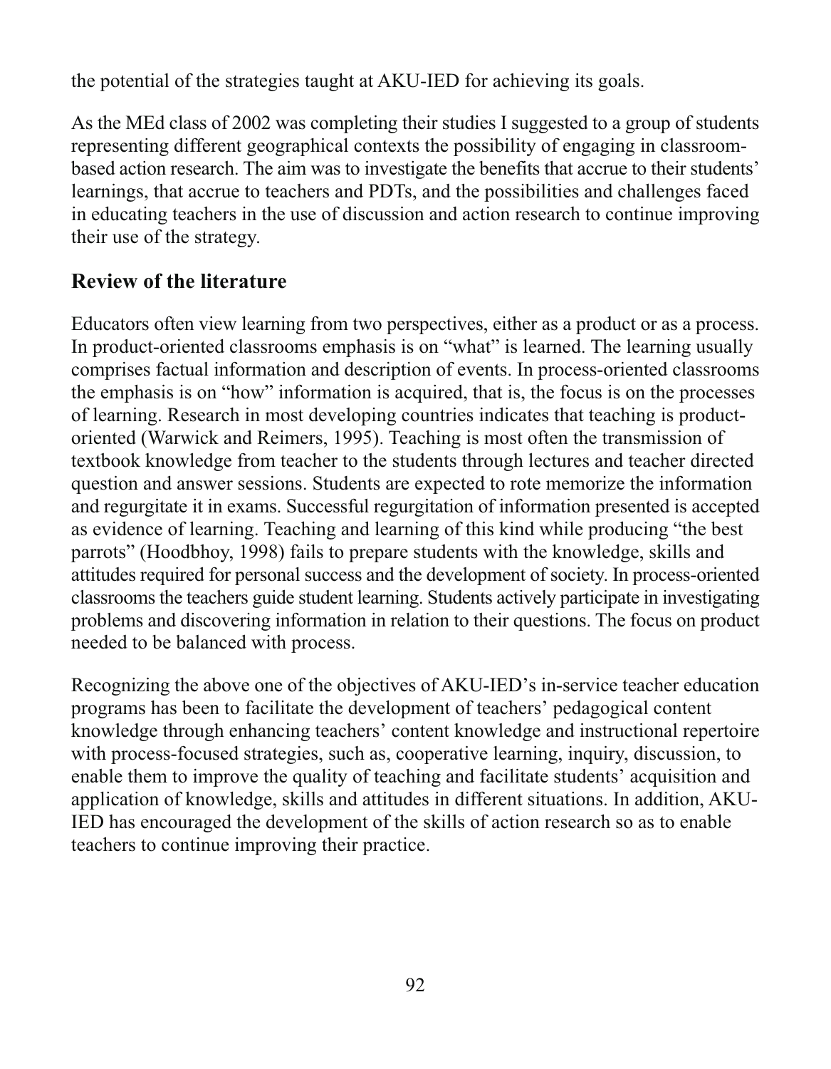the potential of the strategies taught at AKU-IED for achieving its goals.

As the MEd class of 2002 was completing their studies I suggested to a group of students representing different geographical contexts the possibility of engaging in classroom-based action research. The aim was to investigate the benefits that accrue to their students' learnings, that accrue to teachers and PDTs, and the possibilities and challenges faced in educating teachers in the use of discussion and action research to continue improving their use of the strategy.

## Review of the literature

Educators often view learning from two perspectives, either as a product or as a process. In product-oriented classrooms emphasis is on "what" is learned. The learning usually comprises factual information and description of events. In process-oriented classrooms the emphasis is on "how" information is acquired, that is, the focus is on the processes of learning. Research in most developing countries indicates that teaching is product-oriented (Warwick and Reimers, 1995). Teaching is most often the transmission of textbook knowledge from teacher to the students through lectures and teacher directed question and answer sessions. Students are expected to rote memorize the information and regurgitate it in exams. Successful regurgitation of information presented is accepted as evidence of learning. Teaching and learning of this kind while producing "the best parrots" (Hoodbhoy, 1998) fails to prepare students with the knowledge, skills and attitudes required for personal success and the development of society. In process-oriented classrooms the teachers guide student learning. Students actively participate in investigating problems and discovering information in relation to their questions. The focus on product needed to be balanced with process.

Recognizing the above one of the objectives of AKU-IED's in-service teacher education programs has been to facilitate the development of teachers' pedagogical content knowledge through enhancing teachers' content knowledge and instructional repertoire with process-focused strategies, such as, cooperative learning, inquiry, discussion, to enable them to improve the quality of teaching and facilitate students' acquisition and application of knowledge, skills and attitudes in different situations. In addition, AKU-IED has encouraged the development of the skills of action research so as to enable teachers to continue improving their practice.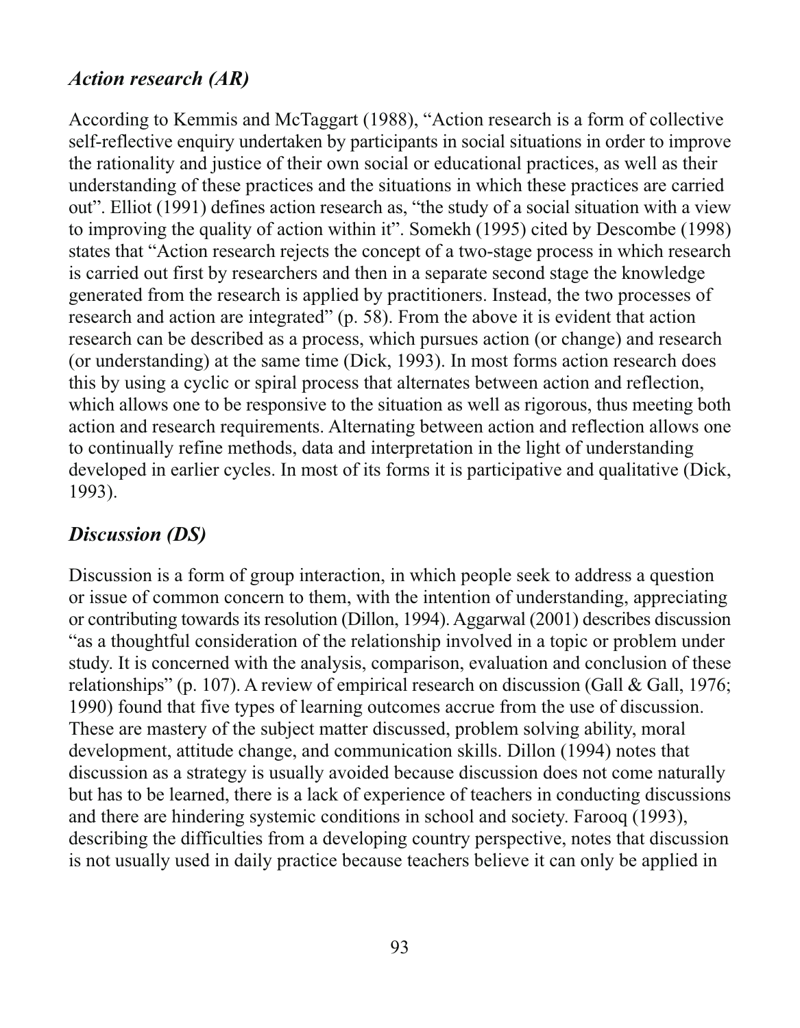### *Action research (AR)*

According to Kemmis and McTaggart (1988), "Action research is a form of collective self-reflective enquiry undertaken by participants in social situations in order to improve the rationality and justice of their own social or educational practices, as well as their understanding of these practices and the situations in which these practices are carried out". Elliot (1991) defines action research as, "the study of a social situation with a view to improving the quality of action within it". Somekh (1995) cited by Descombe (1998) states that "Action research rejects the concept of a two-stage process in which research is carried out first by researchers and then in a separate second stage the knowledge generated from the research is applied by practitioners. Instead, the two processes of research and action are integrated" (p. 58). From the above it is evident that action research can be described as a process, which pursues action (or change) and research (or understanding) at the same time (Dick, 1993). In most forms action research does this by using a cyclic or spiral process that alternates between action and reflection, which allows one to be responsive to the situation as well as rigorous, thus meeting both action and research requirements. Alternating between action and reflection allows one to continually refine methods, data and interpretation in the light of understanding developed in earlier cycles. In most of its forms it is participative and qualitative (Dick, 1993).

### *Discussion (DS)*

Discussion is a form of group interaction, in which people seek to address a question or issue of common concern to them, with the intention of understanding, appreciating or contributing towards its resolution (Dillon, 1994). Aggarwal (2001) describes discussion "as a thoughtful consideration of the relationship involved in a topic or problem under study. It is concerned with the analysis, comparison, evaluation and conclusion of these relationships" (p. 107). A review of empirical research on discussion (Gall & Gall, 1976; 1990) found that five types of learning outcomes accrue from the use of discussion. These are mastery of the subject matter discussed, problem solving ability, moral development, attitude change, and communication skills. Dillon (1994) notes that discussion as a strategy is usually avoided because discussion does not come naturally but has to be learned, there is a lack of experience of teachers in conducting discussions and there are hindering systemic conditions in school and society. Farooq (1993), describing the difficulties from a developing country perspective, notes that discussion is not usually used in daily practice because teachers believe it can only be applied in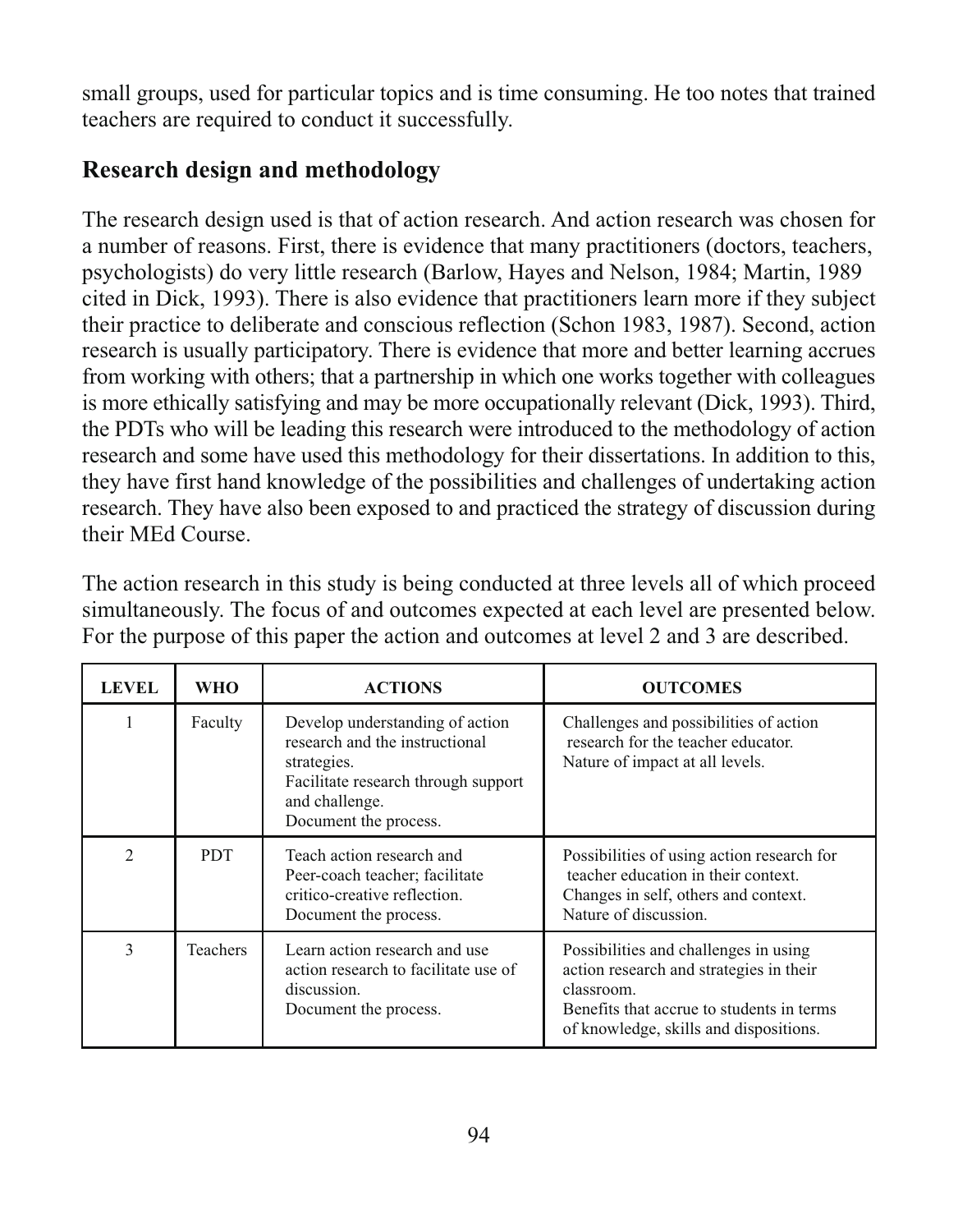small groups, used for particular topics and is time consuming. He too notes that trained teachers are required to conduct it successfully.

## Research design and methodology

The research design used is that of action research. And action research was chosen for a number of reasons. First, there is evidence that many practitioners (doctors, teachers, psychologists) do very little research (Barlow, Hayes and Nelson, 1984; Martin, 1989 cited in Dick, 1993). There is also evidence that practitioners learn more if they subject their practice to deliberate and conscious reflection (Schon 1983, 1987). Second, action research is usually participatory. There is evidence that more and better learning accrues from working with others; that a partnership in which one works together with colleagues is more ethically satisfying and may be more occupationally relevant (Dick, 1993). Third, the PDTs who will be leading this research were introduced to the methodology of action research and some have used this methodology for their dissertations. In addition to this, they have first hand knowledge of the possibilities and challenges of undertaking action research. They have also been exposed to and practiced the strategy of discussion during their MEd Course.

The action research in this study is being conducted at three levels all of which proceed simultaneously. The focus of and outcomes expected at each level are presented below. For the purpose of this paper the action and outcomes at level 2 and 3 are described.

| LEVEL | WHO | ACTIONS | OUTCOMES |
|---|---|---|---|
| 1 | Faculty | Develop understanding of action research and the instructional strategies.<br>Facilitate research through support and challenge.<br>Document the process. | Challenges and possibilities of action research for the teacher educator.<br>Nature of impact at all levels. |
| 2 | PDT | Teach action research and Peer-coach teacher; facilitate critico-creative reflection.<br>Document the process. | Possibilities of using action research for teacher education in their context.<br>Changes in self, others and context.<br>Nature of discussion. |
| 3 | Teachers | Learn action research and use action research to facilitate use of discussion.<br>Document the process. | Possibilities and challenges in using action research and strategies in their classroom.<br>Benefits that accrue to students in terms of knowledge, skills and dispositions. |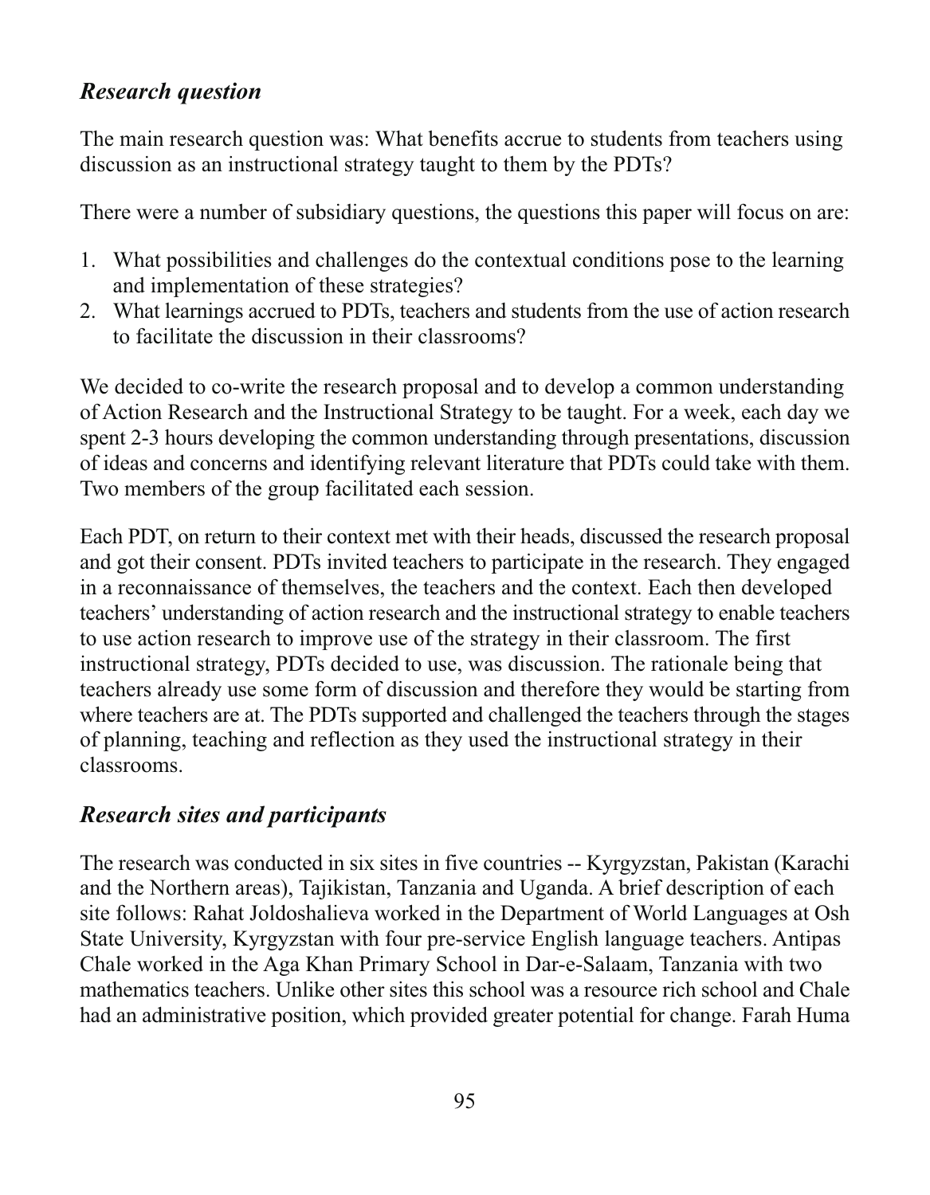### *Research question*

The main research question was: What benefits accrue to students from teachers using discussion as an instructional strategy taught to them by the PDTs?

There were a number of subsidiary questions, the questions this paper will focus on are:

1. What possibilities and challenges do the contextual conditions pose to the learning and implementation of these strategies?
2. What learnings accrued to PDTs, teachers and students from the use of action research to facilitate the discussion in their classrooms?

We decided to co-write the research proposal and to develop a common understanding of Action Research and the Instructional Strategy to be taught. For a week, each day we spent 2-3 hours developing the common understanding through presentations, discussion of ideas and concerns and identifying relevant literature that PDTs could take with them. Two members of the group facilitated each session.

Each PDT, on return to their context met with their heads, discussed the research proposal and got their consent. PDTs invited teachers to participate in the research. They engaged in a reconnaissance of themselves, the teachers and the context. Each then developed teachers' understanding of action research and the instructional strategy to enable teachers to use action research to improve use of the strategy in their classroom. The first instructional strategy, PDTs decided to use, was discussion. The rationale being that teachers already use some form of discussion and therefore they would be starting from where teachers are at. The PDTs supported and challenged the teachers through the stages of planning, teaching and reflection as they used the instructional strategy in their classrooms.

### *Research sites and participants*

The research was conducted in six sites in five countries -- Kyrgyzstan, Pakistan (Karachi and the Northern areas), Tajikistan, Tanzania and Uganda. A brief description of each site follows: Rahat Joldoshalieva worked in the Department of World Languages at Osh State University, Kyrgyzstan with four pre-service English language teachers. Antipas Chale worked in the Aga Khan Primary School in Dar-e-Salaam, Tanzania with two mathematics teachers. Unlike other sites this school was a resource rich school and Chale had an administrative position, which provided greater potential for change. Farah Huma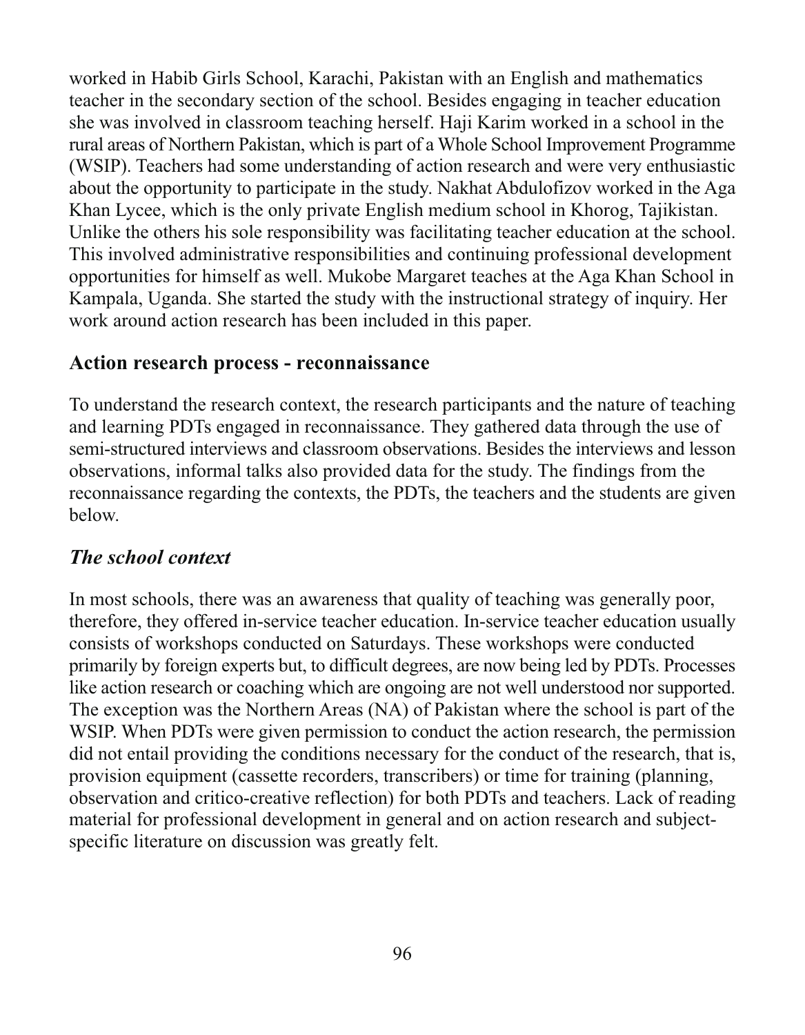worked in Habib Girls School, Karachi, Pakistan with an English and mathematics teacher in the secondary section of the school. Besides engaging in teacher education she was involved in classroom teaching herself. Haji Karim worked in a school in the rural areas of Northern Pakistan, which is part of a Whole School Improvement Programme (WSIP). Teachers had some understanding of action research and were very enthusiastic about the opportunity to participate in the study. Nakhat Abdulofizov worked in the Aga Khan Lycee, which is the only private English medium school in Khorog, Tajikistan. Unlike the others his sole responsibility was facilitating teacher education at the school. This involved administrative responsibilities and continuing professional development opportunities for himself as well. Mukobe Margaret teaches at the Aga Khan School in Kampala, Uganda. She started the study with the instructional strategy of inquiry. Her work around action research has been included in this paper.

## Action research process - reconnaissance

To understand the research context, the research participants and the nature of teaching and learning PDTs engaged in reconnaissance. They gathered data through the use of semi-structured interviews and classroom observations. Besides the interviews and lesson observations, informal talks also provided data for the study. The findings from the reconnaissance regarding the contexts, the PDTs, the teachers and the students are given below.

### *The school context*

In most schools, there was an awareness that quality of teaching was generally poor, therefore, they offered in-service teacher education. In-service teacher education usually consists of workshops conducted on Saturdays. These workshops were conducted primarily by foreign experts but, to difficult degrees, are now being led by PDTs. Processes like action research or coaching which are ongoing are not well understood nor supported. The exception was the Northern Areas (NA) of Pakistan where the school is part of the WSIP. When PDTs were given permission to conduct the action research, the permission did not entail providing the conditions necessary for the conduct of the research, that is, provision equipment (cassette recorders, transcribers) or time for training (planning, observation and critico-creative reflection) for both PDTs and teachers. Lack of reading material for professional development in general and on action research and subject-specific literature on discussion was greatly felt.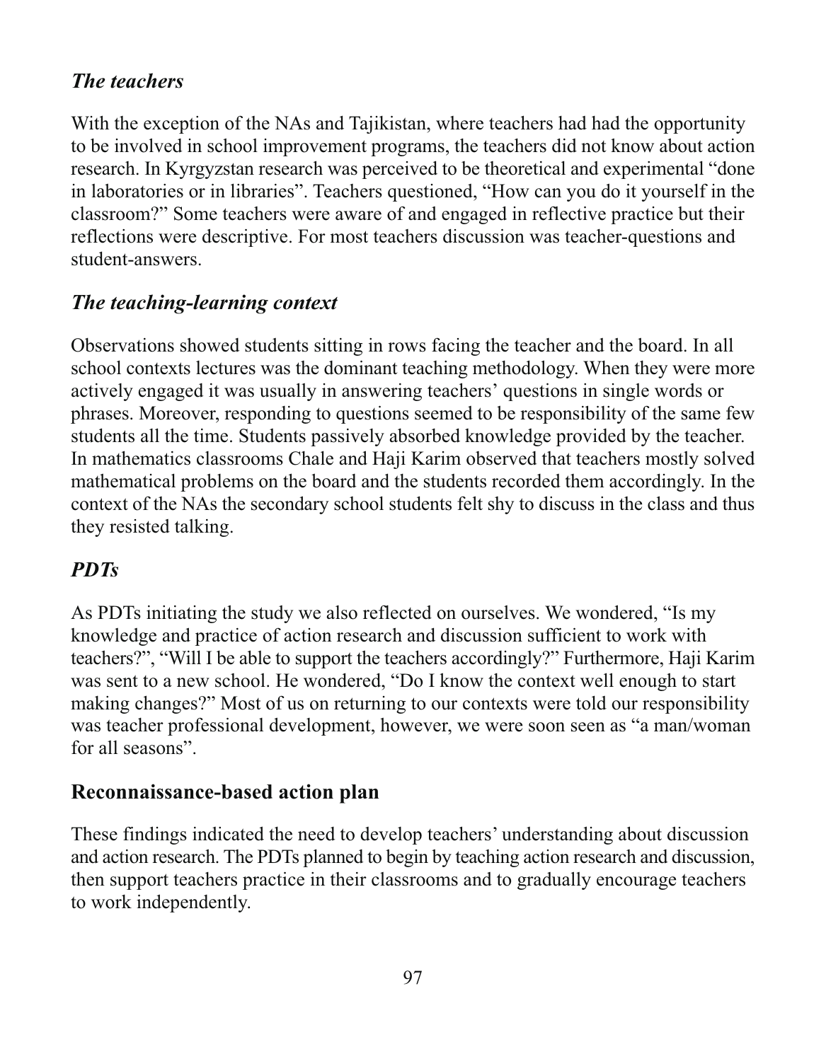### *The teachers*

With the exception of the NAs and Tajikistan, where teachers had had the opportunity to be involved in school improvement programs, the teachers did not know about action research. In Kyrgyzstan research was perceived to be theoretical and experimental "done in laboratories or in libraries". Teachers questioned, "How can you do it yourself in the classroom?" Some teachers were aware of and engaged in reflective practice but their reflections were descriptive. For most teachers discussion was teacher-questions and student-answers.

### *The teaching-learning context*

Observations showed students sitting in rows facing the teacher and the board. In all school contexts lectures was the dominant teaching methodology. When they were more actively engaged it was usually in answering teachers' questions in single words or phrases. Moreover, responding to questions seemed to be responsibility of the same few students all the time. Students passively absorbed knowledge provided by the teacher. In mathematics classrooms Chale and Haji Karim observed that teachers mostly solved mathematical problems on the board and the students recorded them accordingly. In the context of the NAs the secondary school students felt shy to discuss in the class and thus they resisted talking.

### *PDTs*

As PDTs initiating the study we also reflected on ourselves. We wondered, "Is my knowledge and practice of action research and discussion sufficient to work with teachers?", "Will I be able to support the teachers accordingly?" Furthermore, Haji Karim was sent to a new school. He wondered, "Do I know the context well enough to start making changes?" Most of us on returning to our contexts were told our responsibility was teacher professional development, however, we were soon seen as "a man/woman for all seasons".

## Reconnaissance-based action plan

These findings indicated the need to develop teachers' understanding about discussion and action research. The PDTs planned to begin by teaching action research and discussion, then support teachers practice in their classrooms and to gradually encourage teachers to work independently.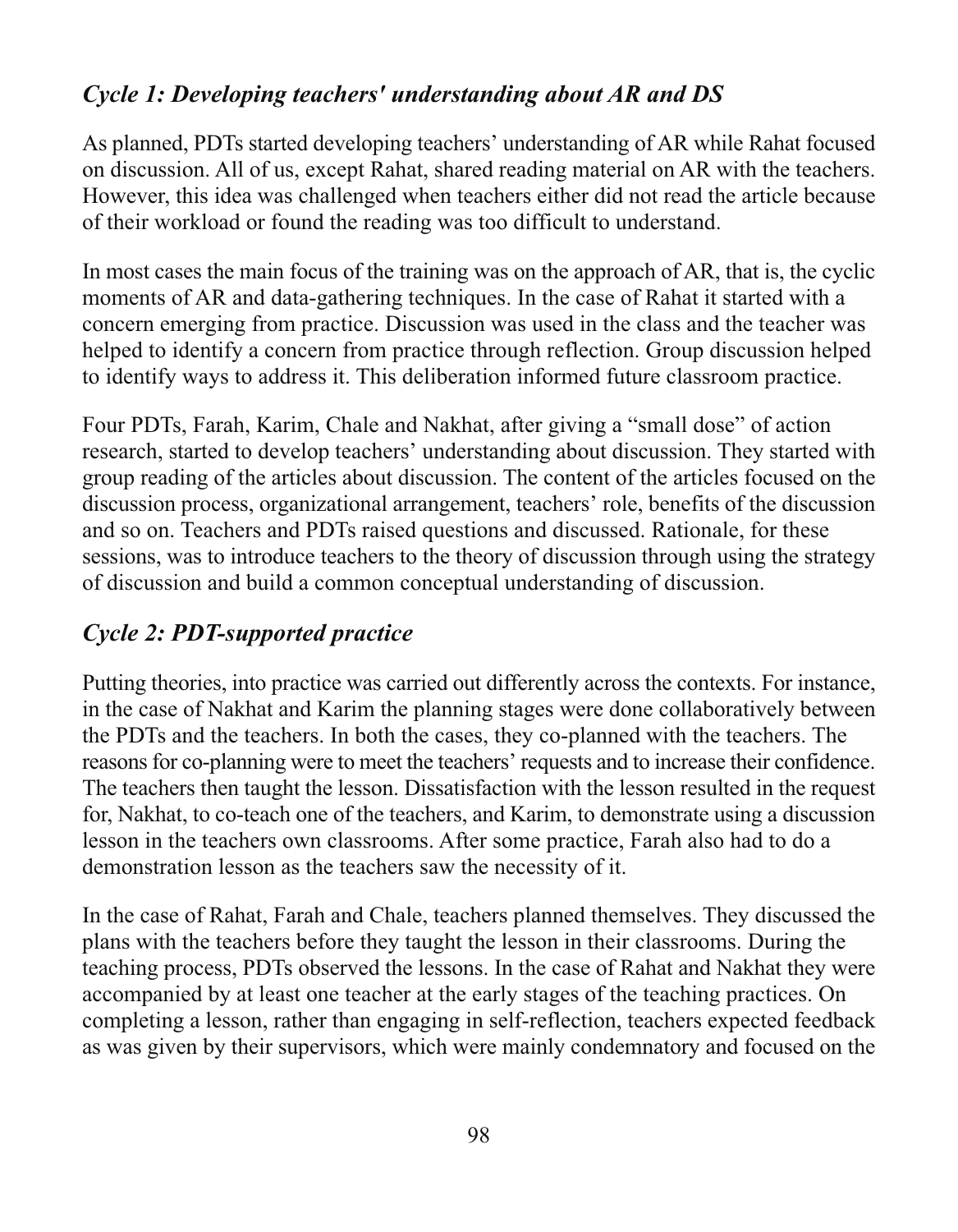### *Cycle 1: Developing teachers' understanding about AR and DS*

As planned, PDTs started developing teachers' understanding of AR while Rahat focused on discussion. All of us, except Rahat, shared reading material on AR with the teachers. However, this idea was challenged when teachers either did not read the article because of their workload or found the reading was too difficult to understand.

In most cases the main focus of the training was on the approach of AR, that is, the cyclic moments of AR and data-gathering techniques. In the case of Rahat it started with a concern emerging from practice. Discussion was used in the class and the teacher was helped to identify a concern from practice through reflection. Group discussion helped to identify ways to address it. This deliberation informed future classroom practice.

Four PDTs, Farah, Karim, Chale and Nakhat, after giving a "small dose" of action research, started to develop teachers' understanding about discussion. They started with group reading of the articles about discussion. The content of the articles focused on the discussion process, organizational arrangement, teachers' role, benefits of the discussion and so on. Teachers and PDTs raised questions and discussed. Rationale, for these sessions, was to introduce teachers to the theory of discussion through using the strategy of discussion and build a common conceptual understanding of discussion.

### *Cycle 2: PDT-supported practice*

Putting theories, into practice was carried out differently across the contexts. For instance, in the case of Nakhat and Karim the planning stages were done collaboratively between the PDTs and the teachers. In both the cases, they co-planned with the teachers. The reasons for co-planning were to meet the teachers' requests and to increase their confidence. The teachers then taught the lesson. Dissatisfaction with the lesson resulted in the request for, Nakhat, to co-teach one of the teachers, and Karim, to demonstrate using a discussion lesson in the teachers own classrooms. After some practice, Farah also had to do a demonstration lesson as the teachers saw the necessity of it.

In the case of Rahat, Farah and Chale, teachers planned themselves. They discussed the plans with the teachers before they taught the lesson in their classrooms. During the teaching process, PDTs observed the lessons. In the case of Rahat and Nakhat they were accompanied by at least one teacher at the early stages of the teaching practices. On completing a lesson, rather than engaging in self-reflection, teachers expected feedback as was given by their supervisors, which were mainly condemnatory and focused on the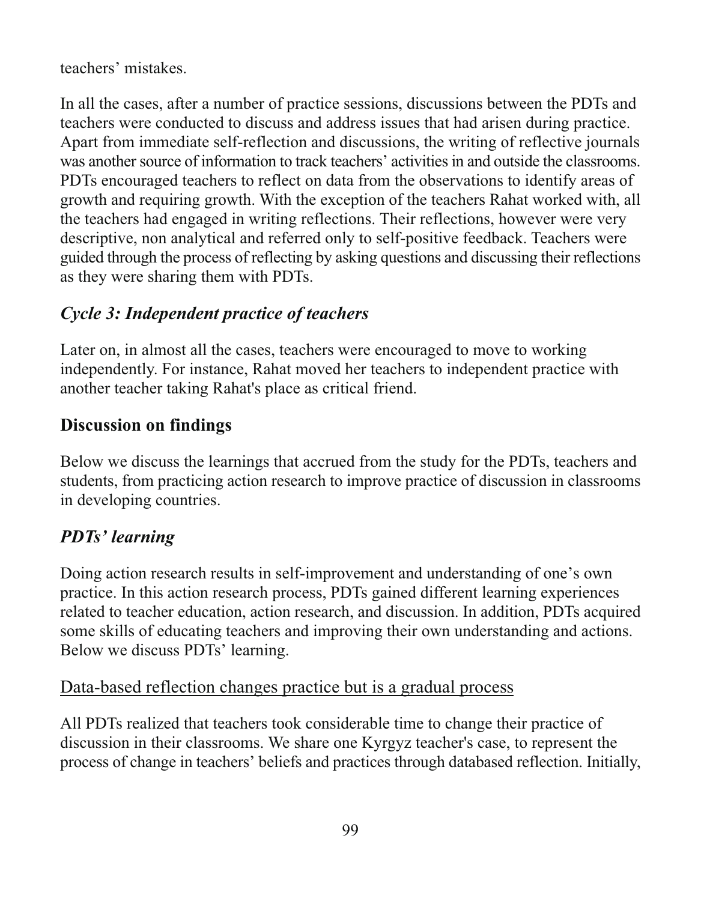teachers' mistakes.

In all the cases, after a number of practice sessions, discussions between the PDTs and teachers were conducted to discuss and address issues that had arisen during practice. Apart from immediate self-reflection and discussions, the writing of reflective journals was another source of information to track teachers' activities in and outside the classrooms. PDTs encouraged teachers to reflect on data from the observations to identify areas of growth and requiring growth. With the exception of the teachers Rahat worked with, all the teachers had engaged in writing reflections. Their reflections, however were very descriptive, non analytical and referred only to self-positive feedback. Teachers were guided through the process of reflecting by asking questions and discussing their reflections as they were sharing them with PDTs.

### *Cycle 3: Independent practice of teachers*

Later on, in almost all the cases, teachers were encouraged to move to working independently. For instance, Rahat moved her teachers to independent practice with another teacher taking Rahat's place as critical friend.

## Discussion on findings

Below we discuss the learnings that accrued from the study for the PDTs, teachers and students, from practicing action research to improve practice of discussion in classrooms in developing countries.

### *PDTs' learning*

Doing action research results in self-improvement and understanding of one's own practice. In this action research process, PDTs gained different learning experiences related to teacher education, action research, and discussion. In addition, PDTs acquired some skills of educating teachers and improving their own understanding and actions. Below we discuss PDTs' learning.

<u>Data-based reflection changes practice but is a gradual process</u>

All PDTs realized that teachers took considerable time to change their practice of discussion in their classrooms. We share one Kyrgyz teacher's case, to represent the process of change in teachers' beliefs and practices through databased reflection. Initially,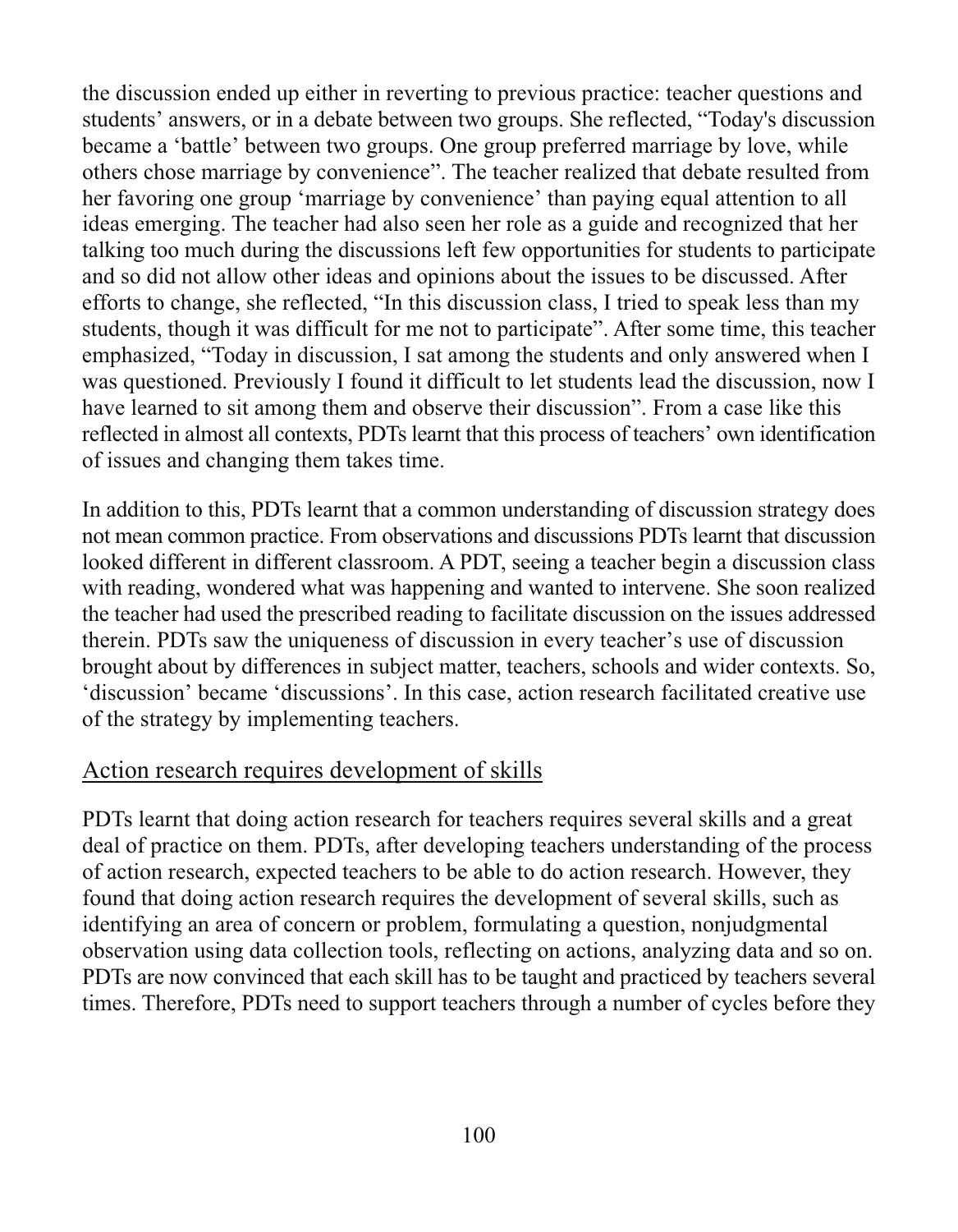the discussion ended up either in reverting to previous practice: teacher questions and students' answers, or in a debate between two groups. She reflected, "Today's discussion became a 'battle' between two groups. One group preferred marriage by love, while others chose marriage by convenience". The teacher realized that debate resulted from her favoring one group 'marriage by convenience' than paying equal attention to all ideas emerging. The teacher had also seen her role as a guide and recognized that her talking too much during the discussions left few opportunities for students to participate and so did not allow other ideas and opinions about the issues to be discussed. After efforts to change, she reflected, "In this discussion class, I tried to speak less than my students, though it was difficult for me not to participate". After some time, this teacher emphasized, "Today in discussion, I sat among the students and only answered when I was questioned. Previously I found it difficult to let students lead the discussion, now I have learned to sit among them and observe their discussion". From a case like this reflected in almost all contexts, PDTs learnt that this process of teachers' own identification of issues and changing them takes time.

In addition to this, PDTs learnt that a common understanding of discussion strategy does not mean common practice. From observations and discussions PDTs learnt that discussion looked different in different classroom. A PDT, seeing a teacher begin a discussion class with reading, wondered what was happening and wanted to intervene. She soon realized the teacher had used the prescribed reading to facilitate discussion on the issues addressed therein. PDTs saw the uniqueness of discussion in every teacher's use of discussion brought about by differences in subject matter, teachers, schools and wider contexts. So, 'discussion' became 'discussions'. In this case, action research facilitated creative use of the strategy by implementing teachers.

## Action research requires development of skills

PDTs learnt that doing action research for teachers requires several skills and a great deal of practice on them. PDTs, after developing teachers understanding of the process of action research, expected teachers to be able to do action research. However, they found that doing action research requires the development of several skills, such as identifying an area of concern or problem, formulating a question, nonjudgmental observation using data collection tools, reflecting on actions, analyzing data and so on. PDTs are now convinced that each skill has to be taught and practiced by teachers several times. Therefore, PDTs need to support teachers through a number of cycles before they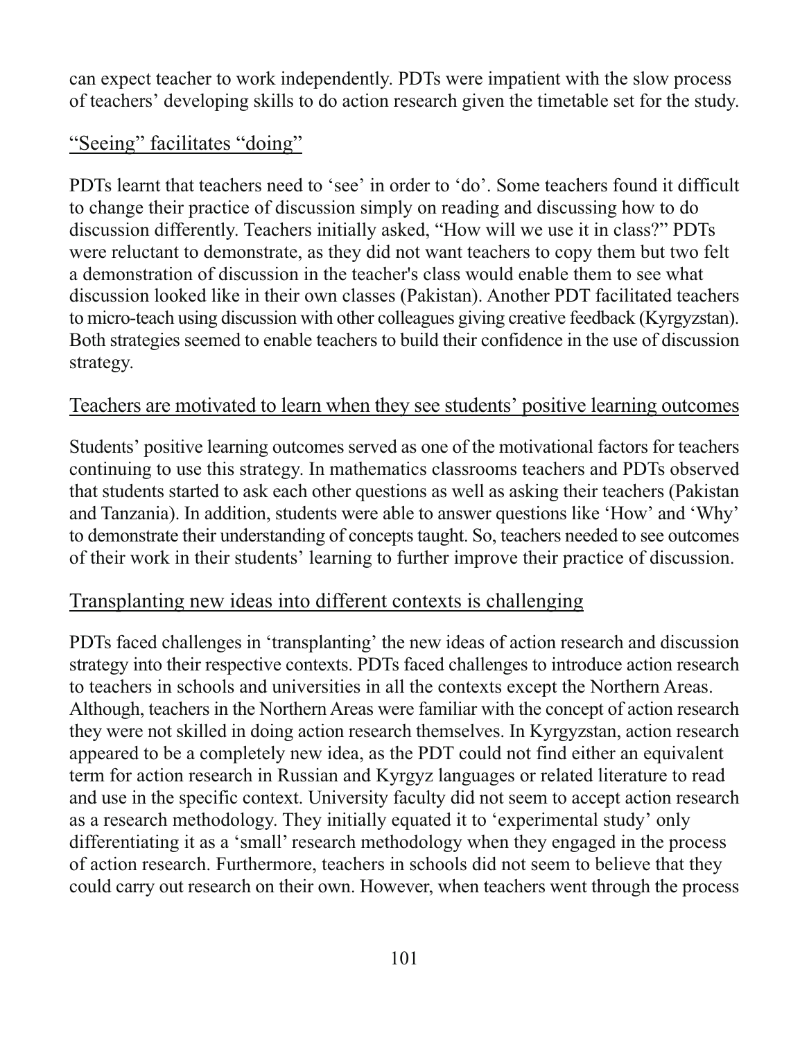can expect teacher to work independently. PDTs were impatient with the slow process of teachers' developing skills to do action research given the timetable set for the study.

### "Seeing" facilitates "doing"

PDTs learnt that teachers need to 'see' in order to 'do'. Some teachers found it difficult to change their practice of discussion simply on reading and discussing how to do discussion differently. Teachers initially asked, "How will we use it in class?" PDTs were reluctant to demonstrate, as they did not want teachers to copy them but two felt a demonstration of discussion in the teacher's class would enable them to see what discussion looked like in their own classes (Pakistan). Another PDT facilitated teachers to micro-teach using discussion with other colleagues giving creative feedback (Kyrgyzstan). Both strategies seemed to enable teachers to build their confidence in the use of discussion strategy.

### Teachers are motivated to learn when they see students' positive learning outcomes

Students' positive learning outcomes served as one of the motivational factors for teachers continuing to use this strategy. In mathematics classrooms teachers and PDTs observed that students started to ask each other questions as well as asking their teachers (Pakistan and Tanzania). In addition, students were able to answer questions like 'How' and 'Why' to demonstrate their understanding of concepts taught. So, teachers needed to see outcomes of their work in their students' learning to further improve their practice of discussion.

### Transplanting new ideas into different contexts is challenging

PDTs faced challenges in 'transplanting' the new ideas of action research and discussion strategy into their respective contexts. PDTs faced challenges to introduce action research to teachers in schools and universities in all the contexts except the Northern Areas. Although, teachers in the Northern Areas were familiar with the concept of action research they were not skilled in doing action research themselves. In Kyrgyzstan, action research appeared to be a completely new idea, as the PDT could not find either an equivalent term for action research in Russian and Kyrgyz languages or related literature to read and use in the specific context. University faculty did not seem to accept action research as a research methodology. They initially equated it to 'experimental study' only differentiating it as a 'small' research methodology when they engaged in the process of action research. Furthermore, teachers in schools did not seem to believe that they could carry out research on their own. However, when teachers went through the process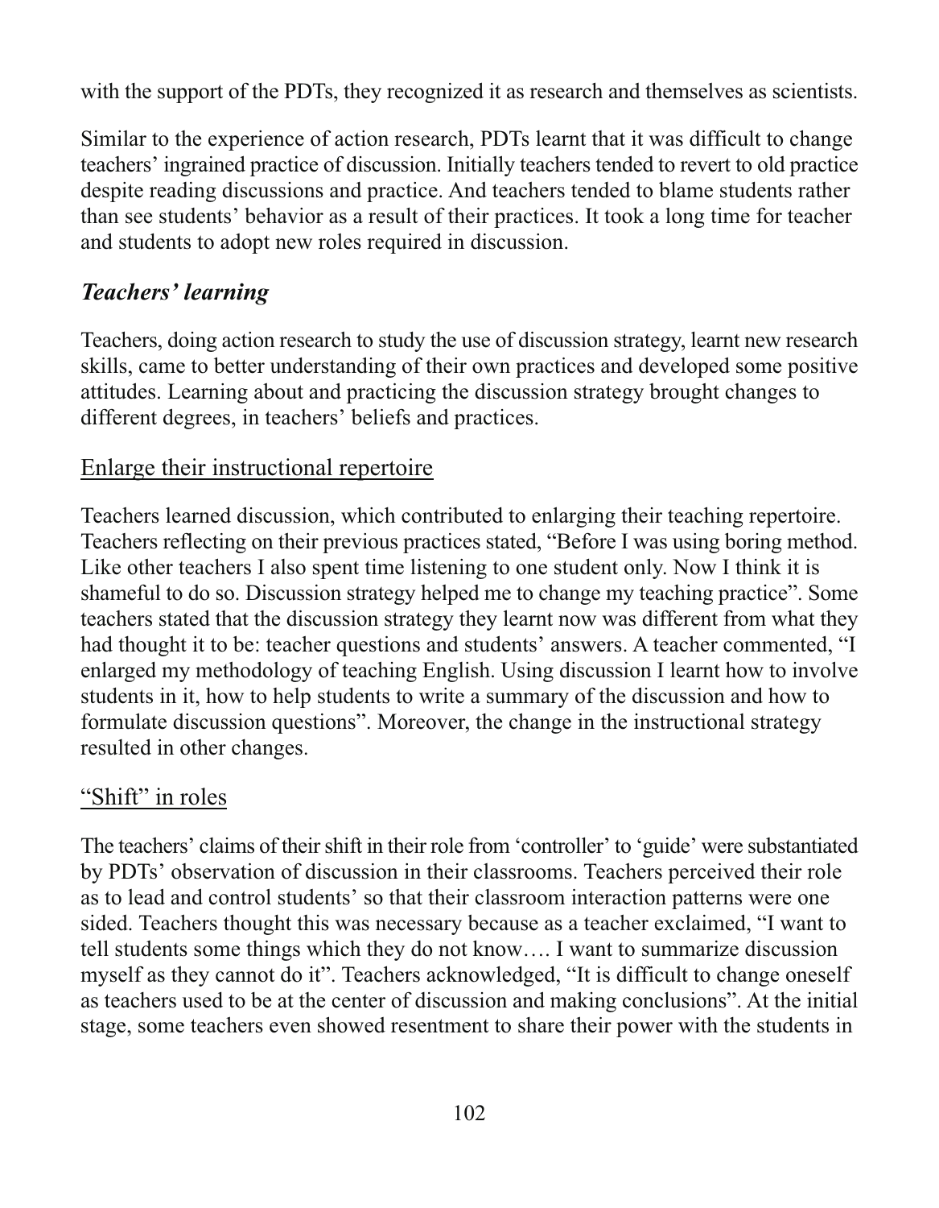with the support of the PDTs, they recognized it as research and themselves as scientists.

Similar to the experience of action research, PDTs learnt that it was difficult to change teachers' ingrained practice of discussion. Initially teachers tended to revert to old practice despite reading discussions and practice. And teachers tended to blame students rather than see students' behavior as a result of their practices. It took a long time for teacher and students to adopt new roles required in discussion.

### *Teachers' learning*

Teachers, doing action research to study the use of discussion strategy, learnt new research skills, came to better understanding of their own practices and developed some positive attitudes. Learning about and practicing the discussion strategy brought changes to different degrees, in teachers' beliefs and practices.

#### <u>Enlarge their instructional repertoire</u>

Teachers learned discussion, which contributed to enlarging their teaching repertoire. Teachers reflecting on their previous practices stated, "Before I was using boring method. Like other teachers I also spent time listening to one student only. Now I think it is shameful to do so. Discussion strategy helped me to change my teaching practice". Some teachers stated that the discussion strategy they learnt now was different from what they had thought it to be: teacher questions and students' answers. A teacher commented, "I enlarged my methodology of teaching English. Using discussion I learnt how to involve students in it, how to help students to write a summary of the discussion and how to formulate discussion questions". Moreover, the change in the instructional strategy resulted in other changes.

#### <u>"Shift" in roles</u>

The teachers' claims of their shift in their role from 'controller' to 'guide' were substantiated by PDTs' observation of discussion in their classrooms. Teachers perceived their role as to lead and control students' so that their classroom interaction patterns were one sided. Teachers thought this was necessary because as a teacher exclaimed, "I want to tell students some things which they do not know…. I want to summarize discussion myself as they cannot do it". Teachers acknowledged, "It is difficult to change oneself as teachers used to be at the center of discussion and making conclusions". At the initial stage, some teachers even showed resentment to share their power with the students in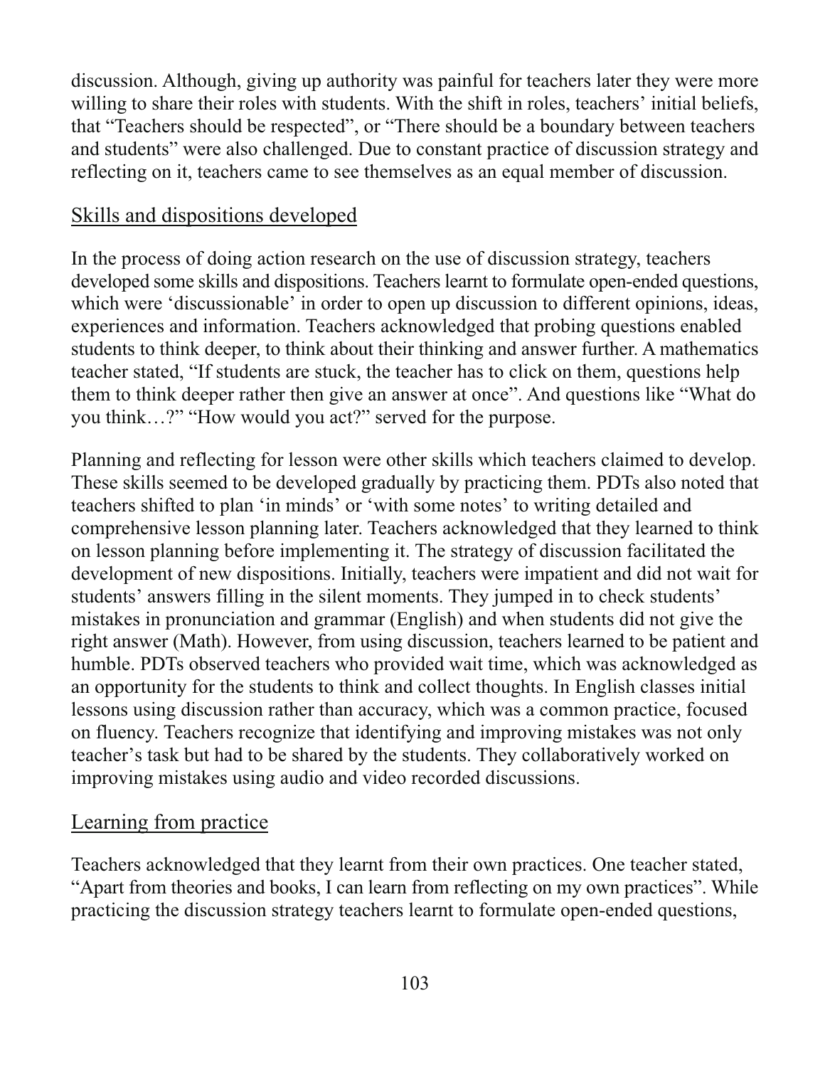discussion. Although, giving up authority was painful for teachers later they were more willing to share their roles with students. With the shift in roles, teachers' initial beliefs, that "Teachers should be respected", or "There should be a boundary between teachers and students" were also challenged. Due to constant practice of discussion strategy and reflecting on it, teachers came to see themselves as an equal member of discussion.

## Skills and dispositions developed

In the process of doing action research on the use of discussion strategy, teachers developed some skills and dispositions. Teachers learnt to formulate open-ended questions, which were 'discussionable' in order to open up discussion to different opinions, ideas, experiences and information. Teachers acknowledged that probing questions enabled students to think deeper, to think about their thinking and answer further. A mathematics teacher stated, "If students are stuck, the teacher has to click on them, questions help them to think deeper rather then give an answer at once". And questions like "What do you think…?" "How would you act?" served for the purpose.

Planning and reflecting for lesson were other skills which teachers claimed to develop. These skills seemed to be developed gradually by practicing them. PDTs also noted that teachers shifted to plan 'in minds' or 'with some notes' to writing detailed and comprehensive lesson planning later. Teachers acknowledged that they learned to think on lesson planning before implementing it. The strategy of discussion facilitated the development of new dispositions. Initially, teachers were impatient and did not wait for students' answers filling in the silent moments. They jumped in to check students' mistakes in pronunciation and grammar (English) and when students did not give the right answer (Math). However, from using discussion, teachers learned to be patient and humble. PDTs observed teachers who provided wait time, which was acknowledged as an opportunity for the students to think and collect thoughts. In English classes initial lessons using discussion rather than accuracy, which was a common practice, focused on fluency. Teachers recognize that identifying and improving mistakes was not only teacher's task but had to be shared by the students. They collaboratively worked on improving mistakes using audio and video recorded discussions.

## Learning from practice

Teachers acknowledged that they learnt from their own practices. One teacher stated, "Apart from theories and books, I can learn from reflecting on my own practices". While practicing the discussion strategy teachers learnt to formulate open-ended questions,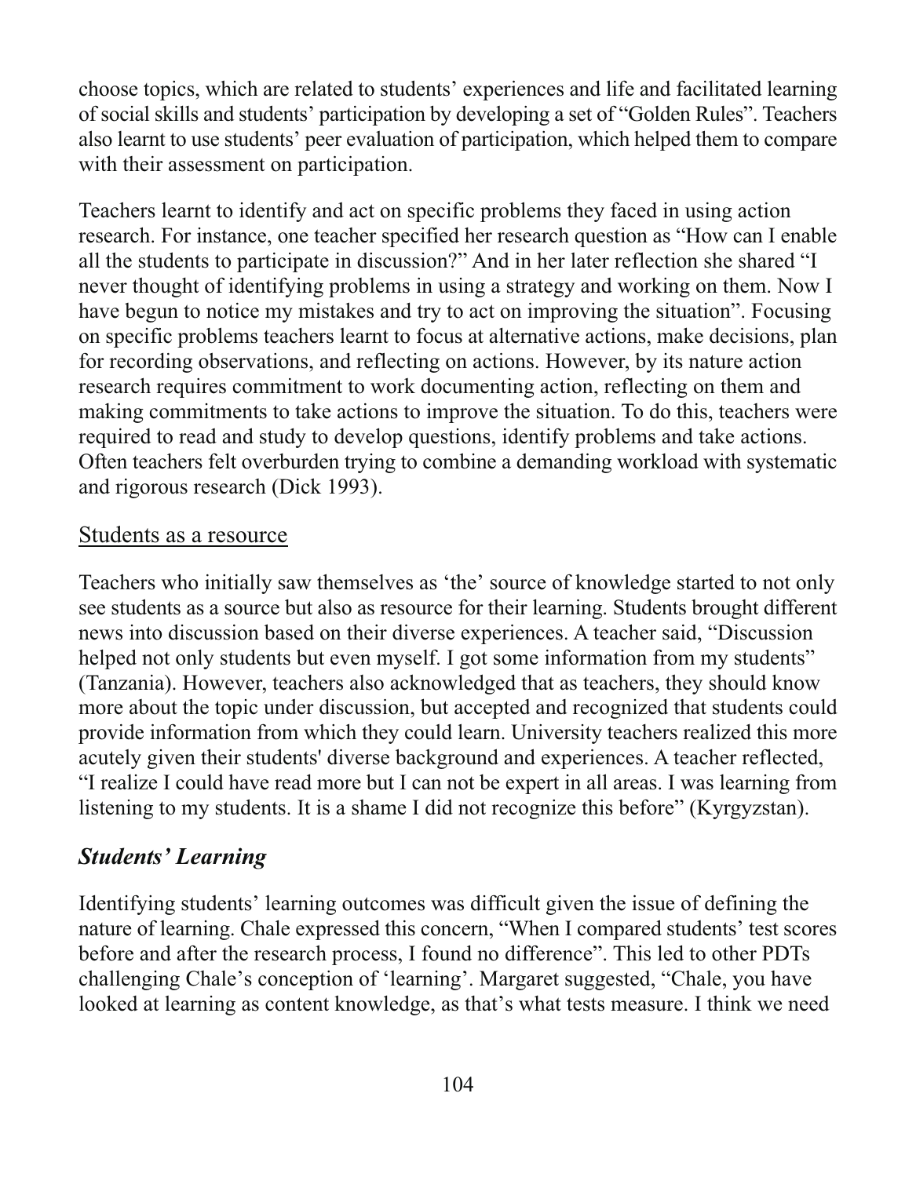choose topics, which are related to students' experiences and life and facilitated learning of social skills and students' participation by developing a set of "Golden Rules". Teachers also learnt to use students' peer evaluation of participation, which helped them to compare with their assessment on participation.

Teachers learnt to identify and act on specific problems they faced in using action research. For instance, one teacher specified her research question as "How can I enable all the students to participate in discussion?" And in her later reflection she shared "I never thought of identifying problems in using a strategy and working on them. Now I have begun to notice my mistakes and try to act on improving the situation". Focusing on specific problems teachers learnt to focus at alternative actions, make decisions, plan for recording observations, and reflecting on actions. However, by its nature action research requires commitment to work documenting action, reflecting on them and making commitments to take actions to improve the situation. To do this, teachers were required to read and study to develop questions, identify problems and take actions. Often teachers felt overburden trying to combine a demanding workload with systematic and rigorous research (Dick 1993).

<u>Students as a resource</u>

Teachers who initially saw themselves as 'the' source of knowledge started to not only see students as a source but also as resource for their learning. Students brought different news into discussion based on their diverse experiences. A teacher said, "Discussion helped not only students but even myself. I got some information from my students" (Tanzania). However, teachers also acknowledged that as teachers, they should know more about the topic under discussion, but accepted and recognized that students could provide information from which they could learn. University teachers realized this more acutely given their students' diverse background and experiences. A teacher reflected, "I realize I could have read more but I can not be expert in all areas. I was learning from listening to my students. It is a shame I did not recognize this before" (Kyrgyzstan).

### *Students' Learning*

Identifying students' learning outcomes was difficult given the issue of defining the nature of learning. Chale expressed this concern, "When I compared students' test scores before and after the research process, I found no difference". This led to other PDTs challenging Chale's conception of 'learning'. Margaret suggested, "Chale, you have looked at learning as content knowledge, as that's what tests measure. I think we need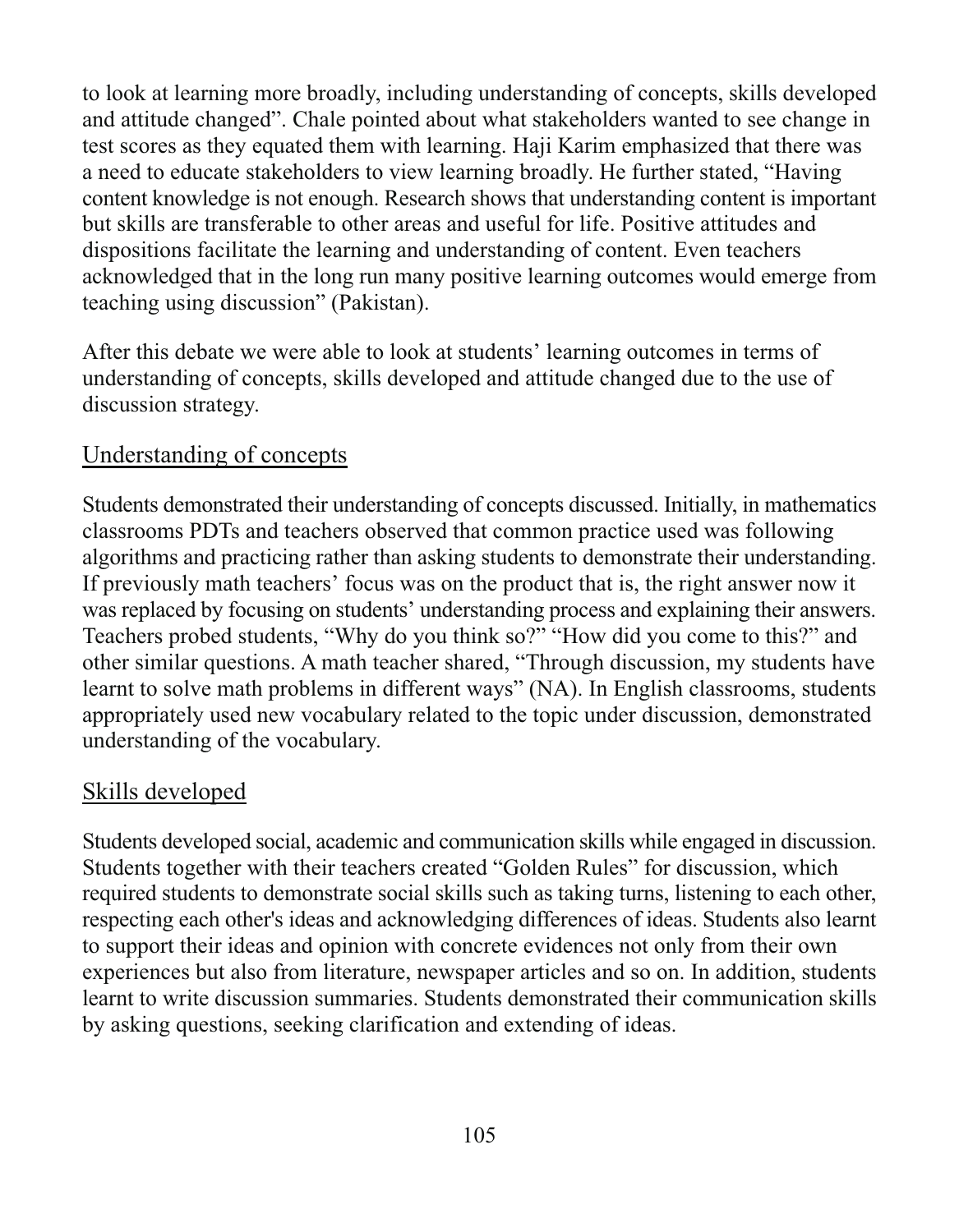to look at learning more broadly, including understanding of concepts, skills developed and attitude changed". Chale pointed about what stakeholders wanted to see change in test scores as they equated them with learning. Haji Karim emphasized that there was a need to educate stakeholders to view learning broadly. He further stated, "Having content knowledge is not enough. Research shows that understanding content is important but skills are transferable to other areas and useful for life. Positive attitudes and dispositions facilitate the learning and understanding of content. Even teachers acknowledged that in the long run many positive learning outcomes would emerge from teaching using discussion" (Pakistan).

After this debate we were able to look at students' learning outcomes in terms of understanding of concepts, skills developed and attitude changed due to the use of discussion strategy.

## Understanding of concepts

Students demonstrated their understanding of concepts discussed. Initially, in mathematics classrooms PDTs and teachers observed that common practice used was following algorithms and practicing rather than asking students to demonstrate their understanding. If previously math teachers' focus was on the product that is, the right answer now it was replaced by focusing on students' understanding process and explaining their answers. Teachers probed students, "Why do you think so?" "How did you come to this?" and other similar questions. A math teacher shared, "Through discussion, my students have learnt to solve math problems in different ways" (NA). In English classrooms, students appropriately used new vocabulary related to the topic under discussion, demonstrated understanding of the vocabulary.

## Skills developed

Students developed social, academic and communication skills while engaged in discussion. Students together with their teachers created "Golden Rules" for discussion, which required students to demonstrate social skills such as taking turns, listening to each other, respecting each other's ideas and acknowledging differences of ideas. Students also learnt to support their ideas and opinion with concrete evidences not only from their own experiences but also from literature, newspaper articles and so on. In addition, students learnt to write discussion summaries. Students demonstrated their communication skills by asking questions, seeking clarification and extending of ideas.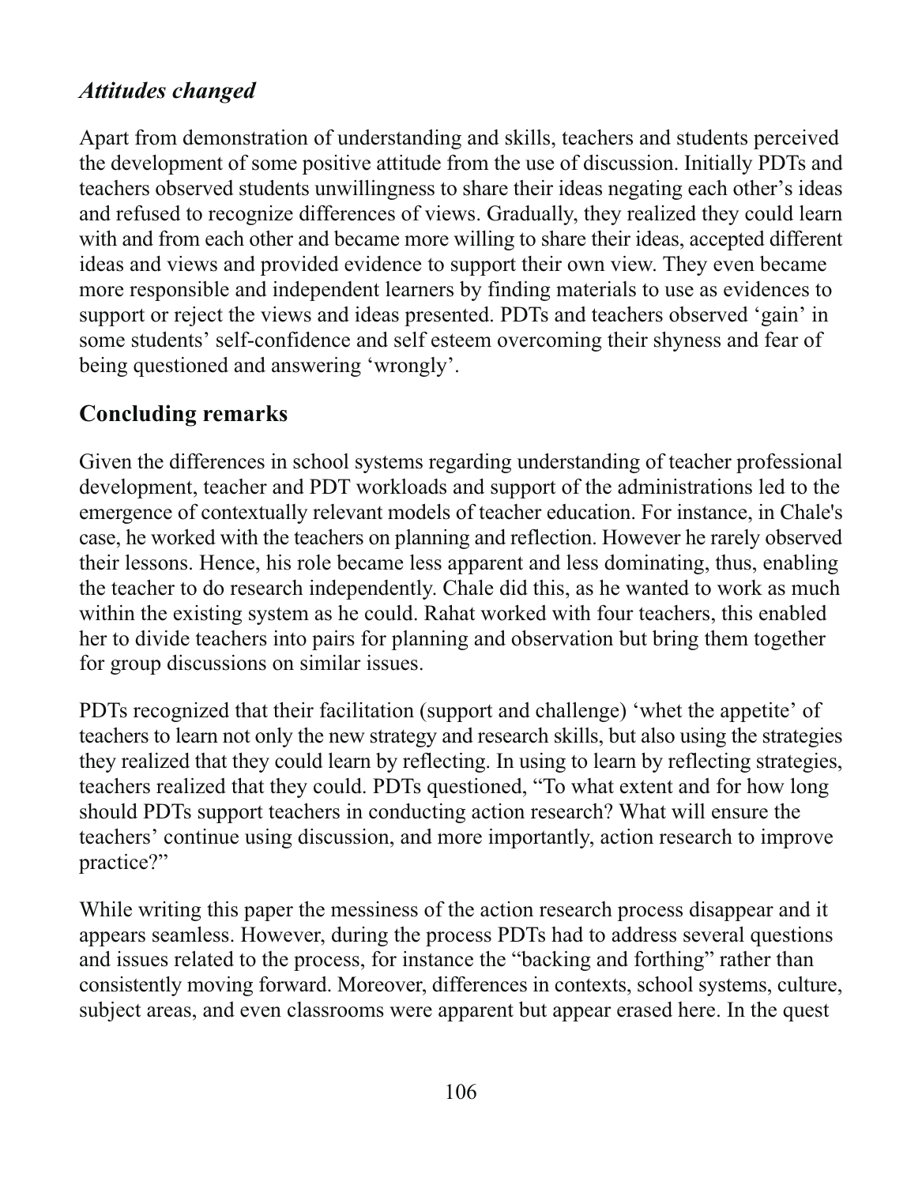### *Attitudes changed*

Apart from demonstration of understanding and skills, teachers and students perceived the development of some positive attitude from the use of discussion. Initially PDTs and teachers observed students unwillingness to share their ideas negating each other's ideas and refused to recognize differences of views. Gradually, they realized they could learn with and from each other and became more willing to share their ideas, accepted different ideas and views and provided evidence to support their own view. They even became more responsible and independent learners by finding materials to use as evidences to support or reject the views and ideas presented. PDTs and teachers observed 'gain' in some students' self-confidence and self esteem overcoming their shyness and fear of being questioned and answering 'wrongly'.

## Concluding remarks

Given the differences in school systems regarding understanding of teacher professional development, teacher and PDT workloads and support of the administrations led to the emergence of contextually relevant models of teacher education. For instance, in Chale's case, he worked with the teachers on planning and reflection. However he rarely observed their lessons. Hence, his role became less apparent and less dominating, thus, enabling the teacher to do research independently. Chale did this, as he wanted to work as much within the existing system as he could. Rahat worked with four teachers, this enabled her to divide teachers into pairs for planning and observation but bring them together for group discussions on similar issues.

PDTs recognized that their facilitation (support and challenge) 'whet the appetite' of teachers to learn not only the new strategy and research skills, but also using the strategies they realized that they could learn by reflecting. In using to learn by reflecting strategies, teachers realized that they could. PDTs questioned, "To what extent and for how long should PDTs support teachers in conducting action research? What will ensure the teachers' continue using discussion, and more importantly, action research to improve practice?"

While writing this paper the messiness of the action research process disappear and it appears seamless. However, during the process PDTs had to address several questions and issues related to the process, for instance the "backing and forthing" rather than consistently moving forward. Moreover, differences in contexts, school systems, culture, subject areas, and even classrooms were apparent but appear erased here. In the quest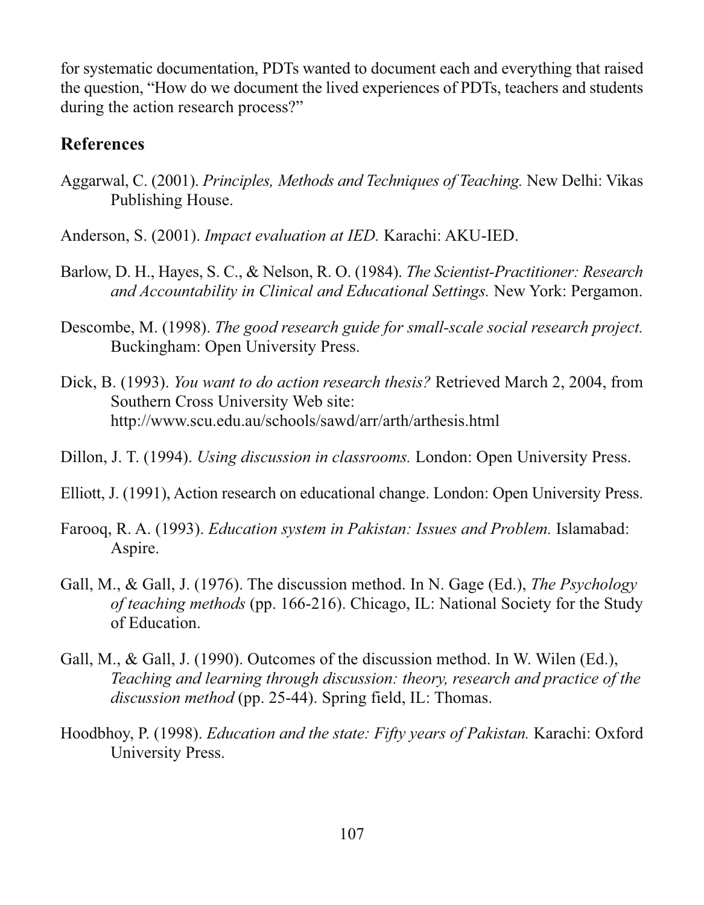for systematic documentation, PDTs wanted to document each and everything that raised the question, "How do we document the lived experiences of PDTs, teachers and students during the action research process?"

## References

Aggarwal, C. (2001). *Principles, Methods and Techniques of Teaching.* New Delhi: Vikas Publishing House.

Anderson, S. (2001). *Impact evaluation at IED.* Karachi: AKU-IED.

Barlow, D. H., Hayes, S. C., & Nelson, R. O. (1984). *The Scientist-Practitioner: Research and Accountability in Clinical and Educational Settings.* New York: Pergamon.

Descombe, M. (1998). *The good research guide for small-scale social research project.* Buckingham: Open University Press.

Dick, B. (1993). *You want to do action research thesis?* Retrieved March 2, 2004, from Southern Cross University Web site: http://www.scu.edu.au/schools/sawd/arr/arth/arthesis.html

Dillon, J. T. (1994). *Using discussion in classrooms.* London: Open University Press.

Elliott, J. (1991), Action research on educational change. London: Open University Press.

Farooq, R. A. (1993). *Education system in Pakistan: Issues and Problem.* Islamabad: Aspire.

Gall, M., & Gall, J. (1976). The discussion method. In N. Gage (Ed.), *The Psychology of teaching methods* (pp. 166-216). Chicago, IL: National Society for the Study of Education.

Gall, M., & Gall, J. (1990). Outcomes of the discussion method. In W. Wilen (Ed.), *Teaching and learning through discussion: theory, research and practice of the discussion method* (pp. 25-44). Spring field, IL: Thomas.

Hoodbhoy, P. (1998). *Education and the state: Fifty years of Pakistan.* Karachi: Oxford University Press.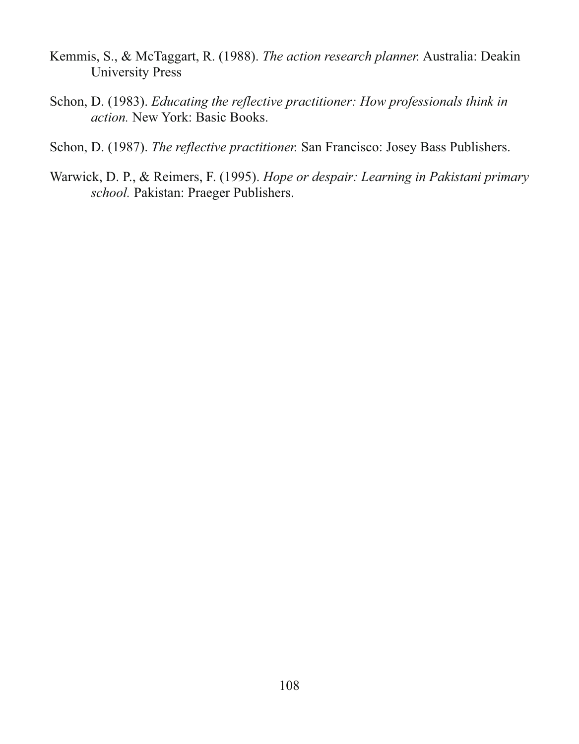Kemmis, S., & McTaggart, R. (1988). *The action research planner.* Australia: Deakin University Press

Schon, D. (1983). *Educating the reflective practitioner: How professionals think in action.* New York: Basic Books.

Schon, D. (1987). *The reflective practitioner.* San Francisco: Josey Bass Publishers.

Warwick, D. P., & Reimers, F. (1995). *Hope or despair: Learning in Pakistani primary school.* Pakistan: Praeger Publishers.